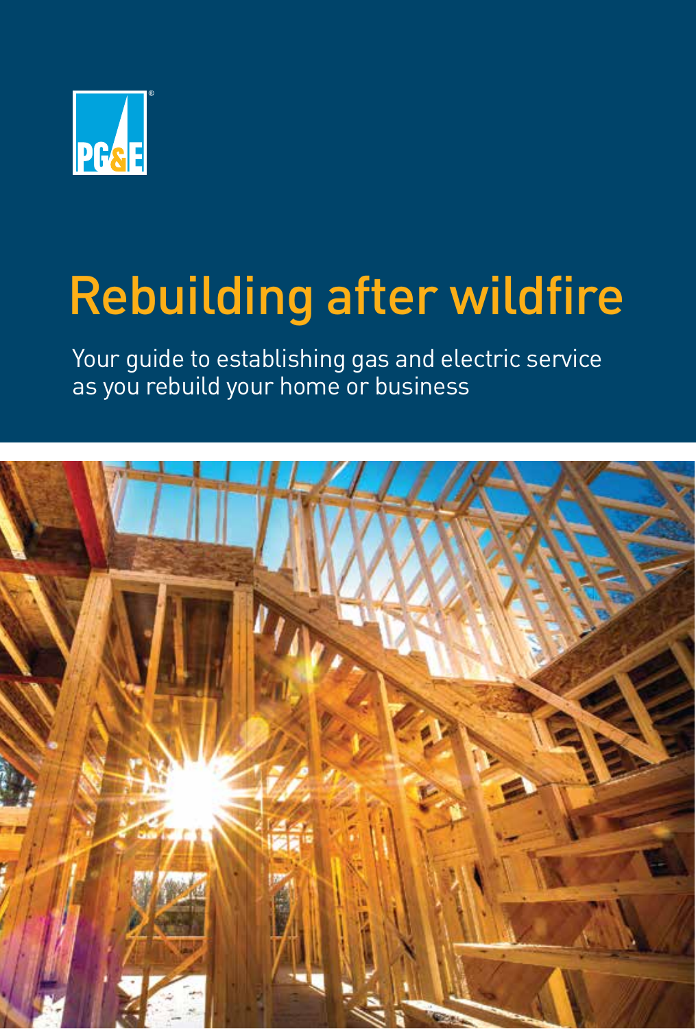PG&E

# Rebuilding after wildfire

Your guide to establishing gas and electric service as you rebuild your home or business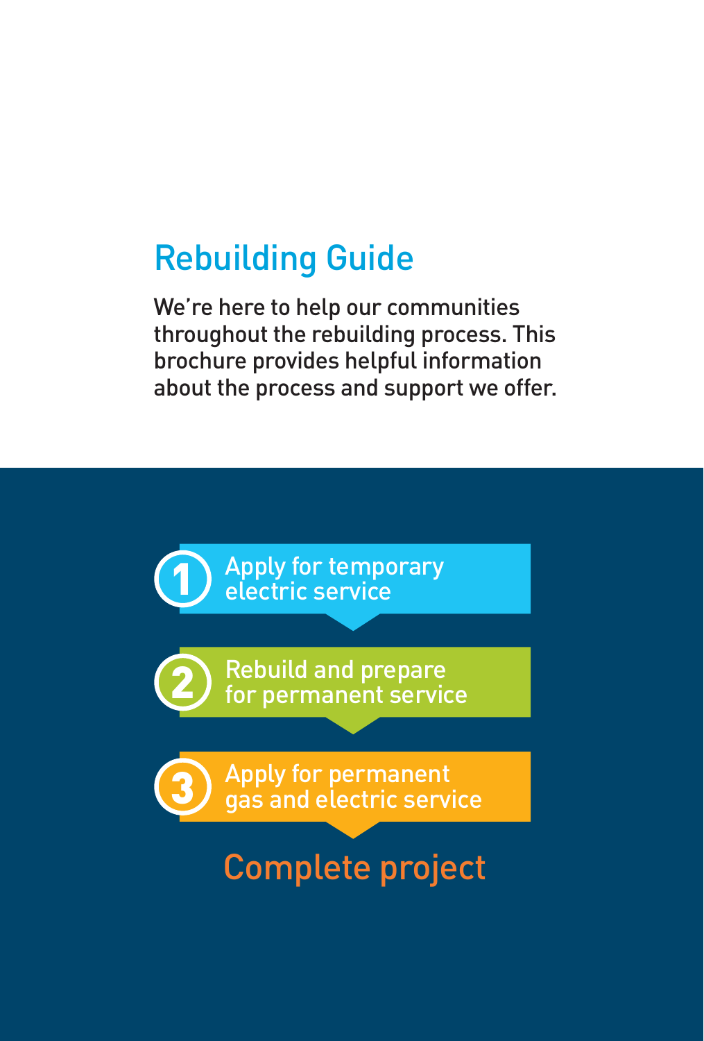# Rebuilding Guide

We're here to help our communities throughout the rebuilding process. This brochure provides helpful information about the process and support we offer.

1. Apply for temporary electric service
2. Rebuild and prepare for permanent service
3. Apply for permanent gas and electric service

Complete project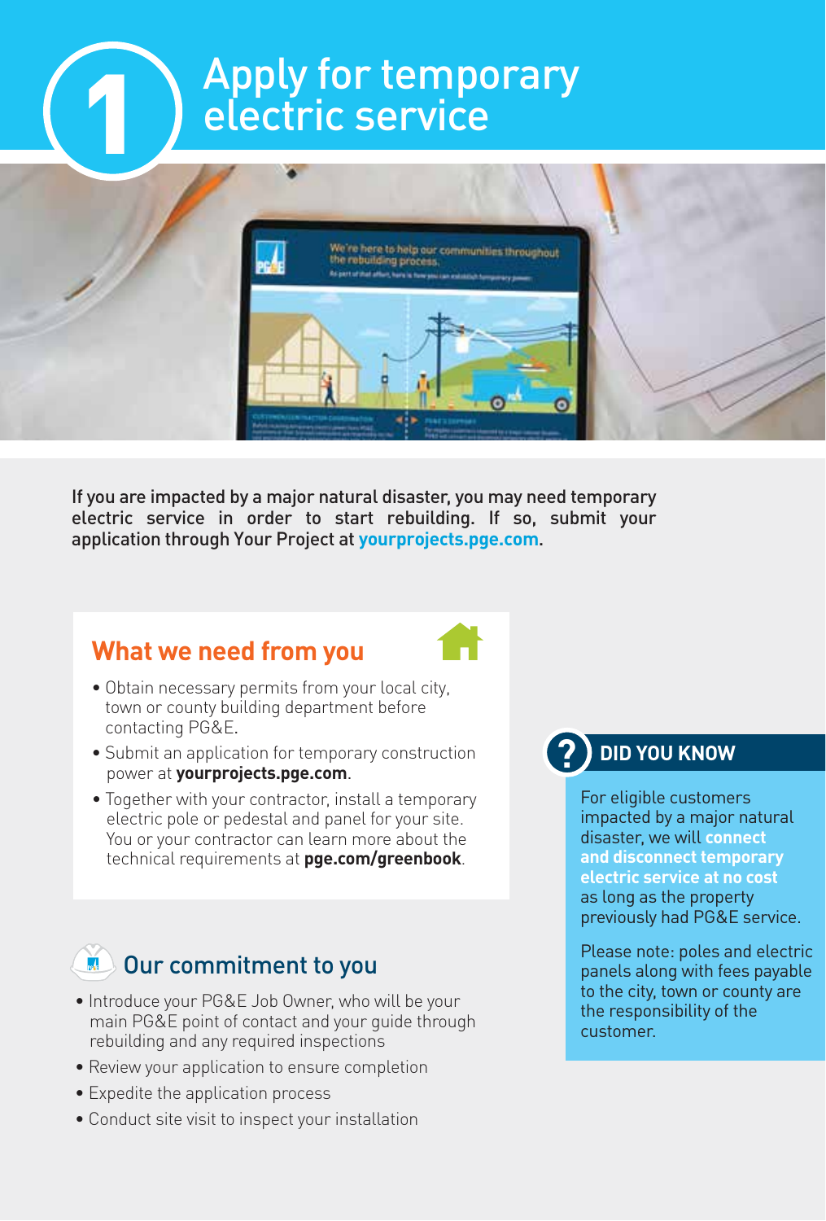# 1 Apply for temporary electric service

If you are impacted by a major natural disaster, you may need temporary electric service in order to start rebuilding. If so, submit your application through Your Project at **yourprojects.pge.com**.

## What we need from you

- Obtain necessary permits from your local city, town or county building department before contacting PG&E.
- Submit an application for temporary construction power at **yourprojects.pge.com**.
- Together with your contractor, install a temporary electric pole or pedestal and panel for your site. You or your contractor can learn more about the technical requirements at **pge.com/greenbook**.

## Our commitment to you

- Introduce your PG&E Job Owner, who will be your main PG&E point of contact and your guide through rebuilding and any required inspections
- Review your application to ensure completion
- Expedite the application process
- Conduct site visit to inspect your installation

## DID YOU KNOW

For eligible customers impacted by a major natural disaster, we will **connect and disconnect temporary electric service at no cost** as long as the property previously had PG&E service.

Please note: poles and electric panels along with fees payable to the city, town or county are the responsibility of the customer.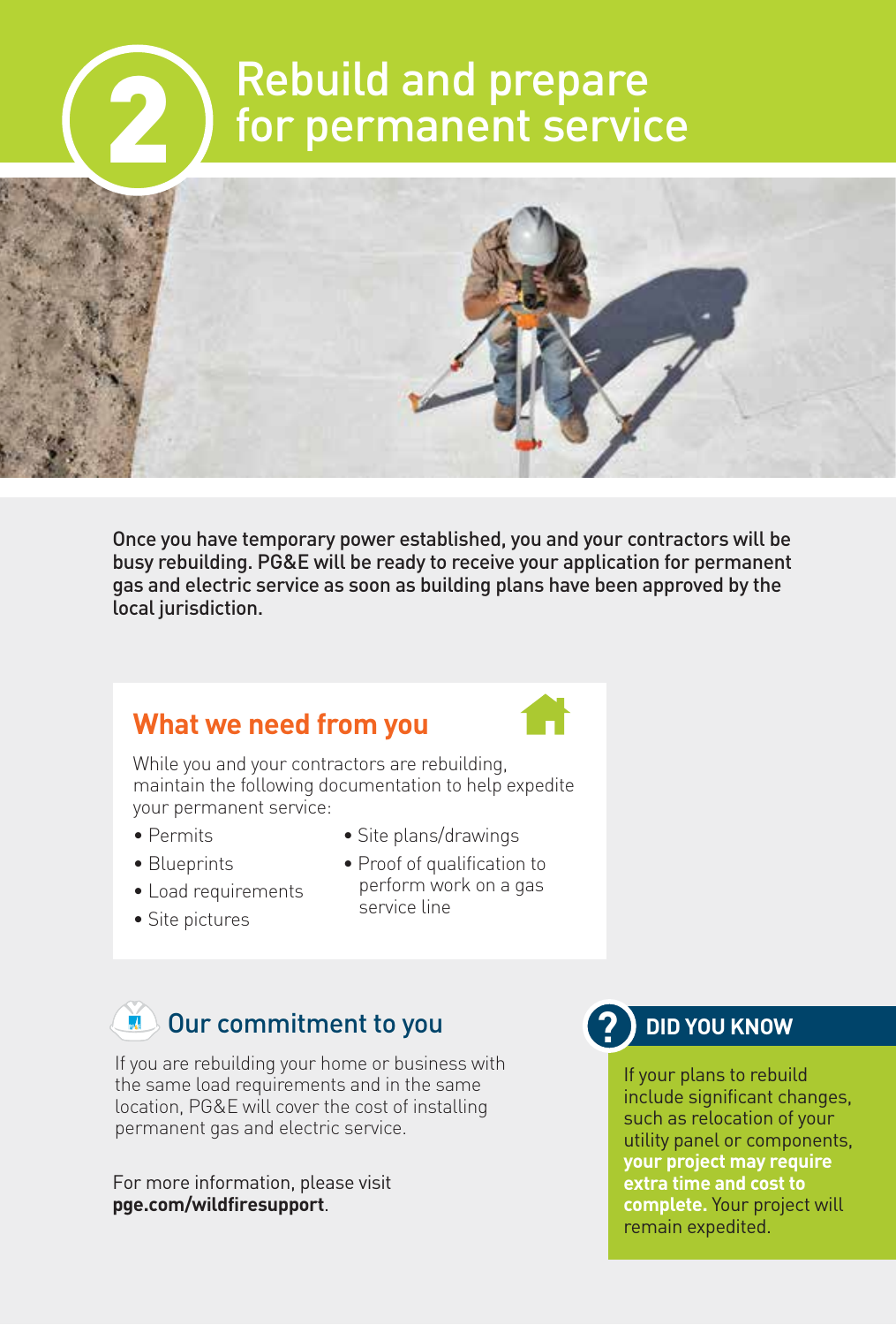# 2 Rebuild and prepare for permanent service

Once you have temporary power established, you and your contractors will be busy rebuilding. PG&E will be ready to receive your application for permanent gas and electric service as soon as building plans have been approved by the local jurisdiction.

## What we need from you

While you and your contractors are rebuilding, maintain the following documentation to help expedite your permanent service:

- Permits
- Blueprints
- Load requirements
- Site pictures
- Site plans/drawings
- Proof of qualification to perform work on a gas service line

## Our commitment to you

If you are rebuilding your home or business with the same load requirements and in the same location, PG&E will cover the cost of installing permanent gas and electric service.

For more information, please visit **pge.com/wildfiresupport**.

## DID YOU KNOW

If your plans to rebuild include significant changes, such as relocation of your utility panel or components, **your project may require extra time and cost to complete.** Your project will remain expedited.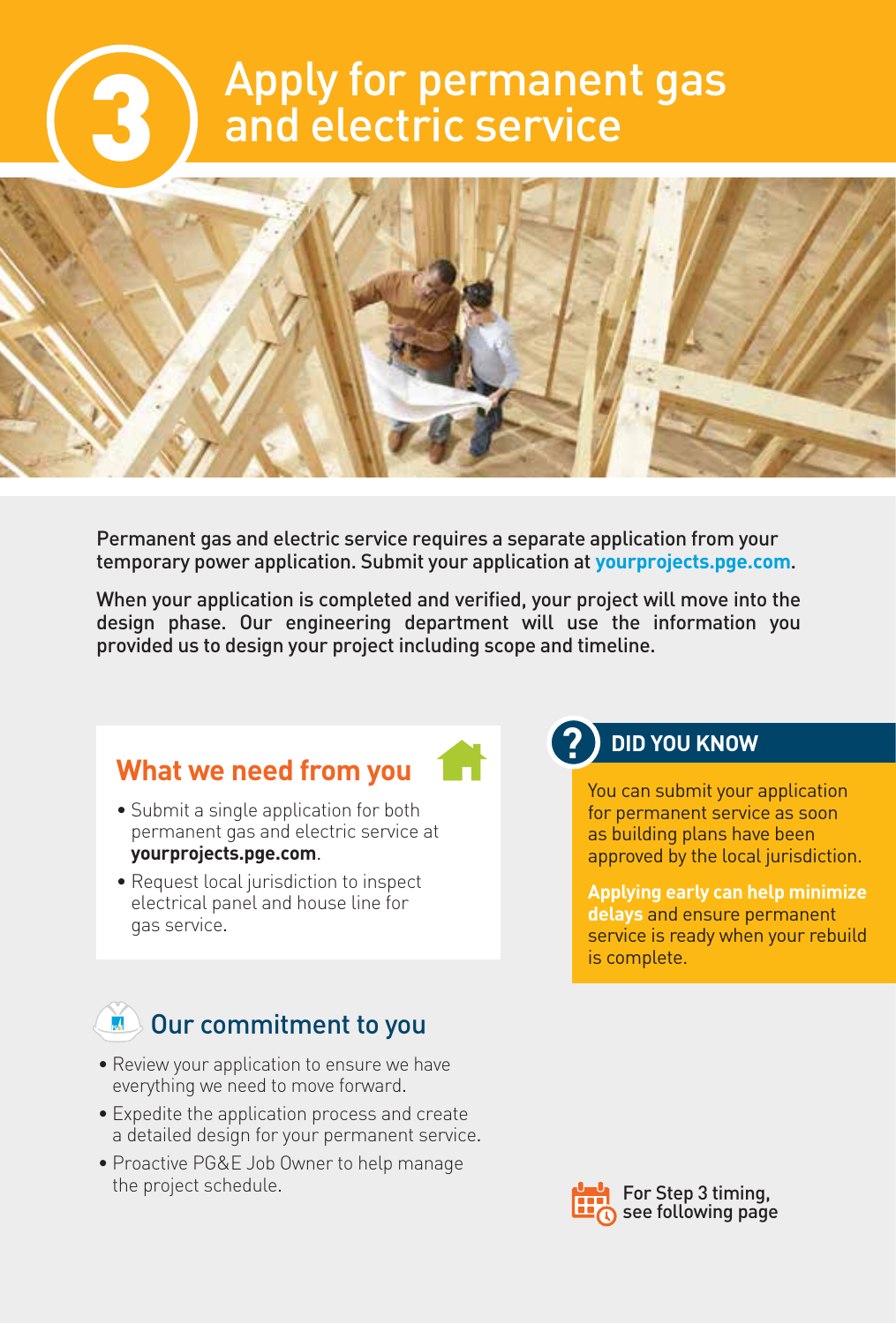# 3 Apply for permanent gas and electric service

Permanent gas and electric service requires a separate application from your temporary power application. Submit your application at **yourprojects.pge.com**.

When your application is completed and verified, your project will move into the design phase. Our engineering department will use the information you provided us to design your project including scope and timeline.

## What we need from you

- Submit a single application for both permanent gas and electric service at **yourprojects.pge.com**.
- Request local jurisdiction to inspect electrical panel and house line for gas service.

## Our commitment to you

- Review your application to ensure we have everything we need to move forward.
- Expedite the application process and create a detailed design for your permanent service.
- Proactive PG&E Job Owner to help manage the project schedule.

## DID YOU KNOW

You can submit your application for permanent service as soon as building plans have been approved by the local jurisdiction.

**Applying early can help minimize delays** and ensure permanent service is ready when your rebuild is complete.

For Step 3 timing, see following page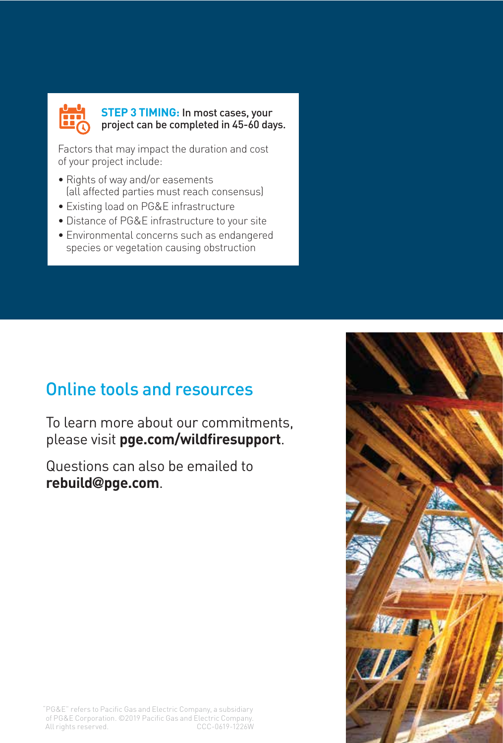**STEP 3 TIMING:** In most cases, your project can be completed in 45-60 days.

Factors that may impact the duration and cost of your project include:

- Rights of way and/or easements (all affected parties must reach consensus)
- Existing load on PG&E infrastructure
- Distance of PG&E infrastructure to your site
- Environmental concerns such as endangered species or vegetation causing obstruction

## Online tools and resources

To learn more about our commitments, please visit **pge.com/wildfiresupport**.

Questions can also be emailed to **rebuild@pge.com**.

"PG&E" refers to Pacific Gas and Electric Company, a subsidiary of PG&E Corporation. ©2019 Pacific Gas and Electric Company. All rights reserved. CCC-0619-1226W